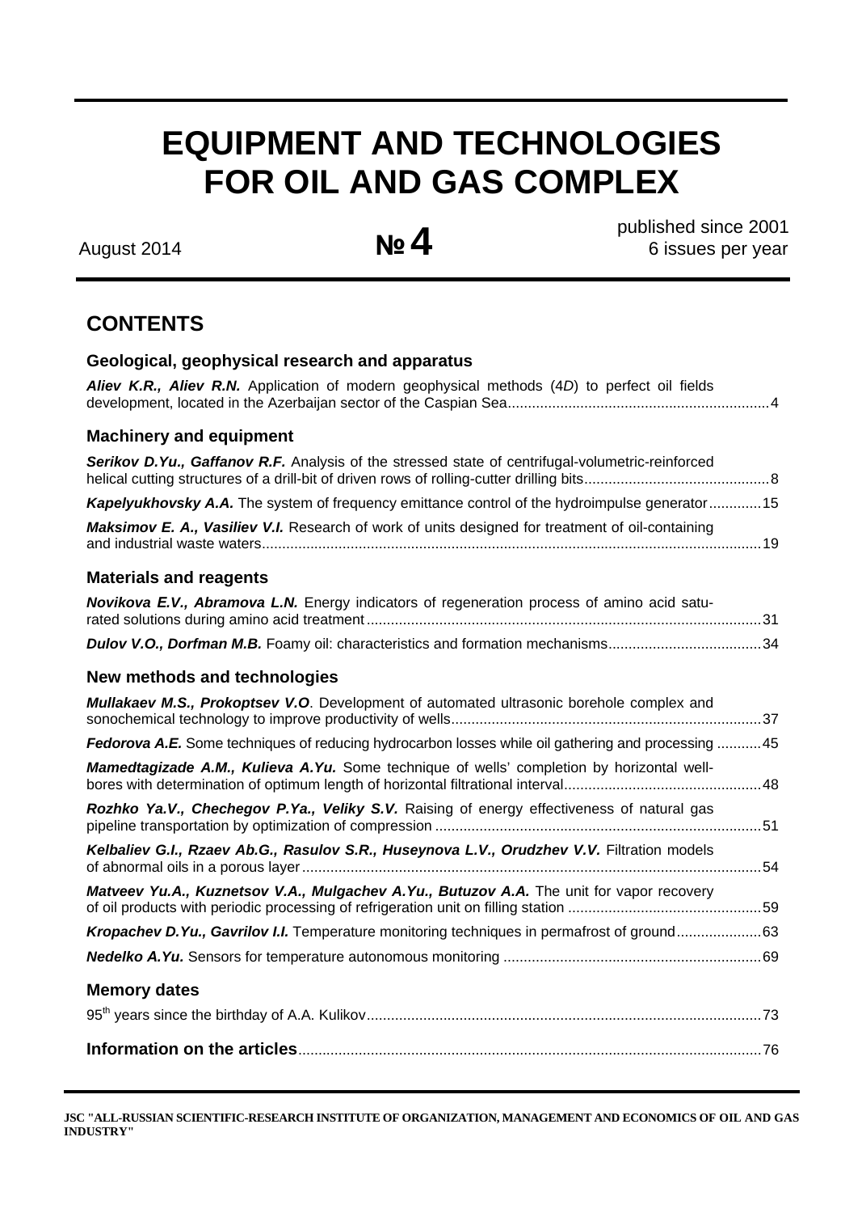# EQUIPMENT AND TECHNOLOGIES FOR OIL AND GAS COMPLEX

August 2014 **№ 4** published since 2001
6 issues per year

## CONTENTS

### Geological, geophysical research and apparatus

***Aliev K.R., Aliev R.N.*** Application of modern geophysical methods (4*D*) to perfect oil fields development, located in the Azerbaijan sector of the Caspian Sea....................................................................4

### Machinery and equipment

***Serikov D.Yu., Gaffanov R.F.*** Analysis of the stressed state of centrifugal-volumetric-reinforced helical cutting structures of a drill-bit of driven rows of rolling-cutter drilling bits.............................................8

***Kapelyukhovsky A.A.*** The system of frequency emittance control of the hydroimpulse generator.............15

***Maksimov E. A., Vasiliev V.I.*** Research of work of units designed for treatment of oil-containing and industrial waste waters..........................................................................................................................19

### Materials and reagents

***Novikova E.V., Abramova L.N.*** Energy indicators of regeneration process of amino acid saturated solutions during amino acid treatment.................................................................................................31

***Dulov V.O., Dorfman M.B.*** Foamy oil: characteristics and formation mechanisms......................................34

### New methods and technologies

***Mullakaev M.S., Prokoptsev V.O***. Development of automated ultrasonic borehole complex and sonochemical technology to improve productivity of wells............................................................................37

***Fedorova A.E.*** Some techniques of reducing hydrocarbon losses while oil gathering and processing ...........45

***Mamedtagizade A.M., Kulieva A.Yu.*** Some technique of wells' completion by horizontal wellbores with determination of optimum length of horizontal filtrational interval.................................................48

***Rozhko Ya.V., Chechegov P.Ya., Veliky S.V.*** Raising of energy effectiveness of natural gas pipeline transportation by optimization of compression ................................................................................51

***Kelbaliev G.I., Rzaev Ab.G., Rasulov S.R., Huseynova L.V., Orudzhev V.V.*** Filtration models of abnormal oils in a porous layer.................................................................................................................54

***Matveev Yu.A., Kuznetsov V.A., Mulgachev A.Yu., Butuzov A.A.*** The unit for vapor recovery of oil products with periodic processing of refrigeration unit on filling station ................................................59

***Kropachev D.Yu., Gavrilov I.I.*** Temperature monitoring techniques in permafrost of ground.....................63

***Nedelko A.Yu.*** Sensors for temperature autonomous monitoring ................................................................69

### Memory dates

95th years since the birthday of A.A. Kulikov.................................................................................................73

**Information on the articles**..................................................................................................................76

JSC "ALL-RUSSIAN SCIENTIFIC-RESEARCH INSTITUTE OF ORGANIZATION, MANAGEMENT AND ECONOMICS OF OIL AND GAS INDUSTRY"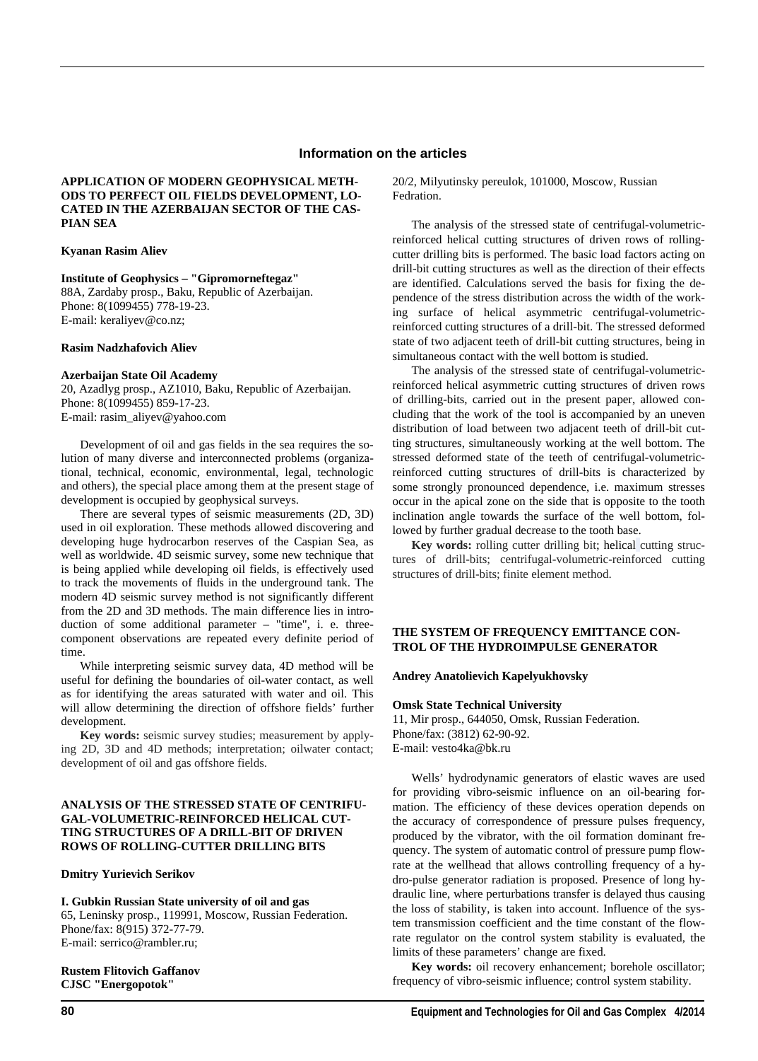## Information on the articles

### APPLICATION OF MODERN GEOPHYSICAL METHODS TO PERFECT OIL FIELDS DEVELOPMENT, LOCATED IN THE AZERBAIJAN SECTOR OF THE CASPIAN SEA

**Kyanan Rasim Aliev**

**Institute of Geophysics – "Gipromorneftegaz"**
88A, Zardaby prosp., Baku, Republic of Azerbaijan.
Phone: 8(1099455) 778-19-23.
E-mail: keraliyev@co.nz;

**Rasim Nadzhafovich Aliev**

**Azerbaijan State Oil Academy**
20, Azadlyg prosp., AZ1010, Baku, Republic of Azerbaijan.
Phone: 8(1099455) 859-17-23.
E-mail: rasim_aliyev@yahoo.com

Development of oil and gas fields in the sea requires the solution of many diverse and interconnected problems (organizational, technical, economic, environmental, legal, technologic and others), the special place among them at the present stage of development is occupied by geophysical surveys.

There are several types of seismic measurements (2D, 3D) used in oil exploration. These methods allowed discovering and developing huge hydrocarbon reserves of the Caspian Sea, as well as worldwide. 4D seismic survey, some new technique that is being applied while developing oil fields, is effectively used to track the movements of fluids in the underground tank. The modern 4D seismic survey method is not significantly different from the 2D and 3D methods. The main difference lies in introduction of some additional parameter – "time", i. e. three-component observations are repeated every definite period of time.

While interpreting seismic survey data, 4D method will be useful for defining the boundaries of oil-water contact, as well as for identifying the areas saturated with water and oil. This will allow determining the direction of offshore fields' further development.

**Key words:** seismic survey studies; measurement by applying 2D, 3D and 4D methods; interpretation; oilwater contact; development of oil and gas offshore fields.

### ANALYSIS OF THE STRESSED STATE OF CENTRIFUGAL-VOLUMETRIC-REINFORCED HELICAL CUTTING STRUCTURES OF A DRILL-BIT OF DRIVEN ROWS OF ROLLING-CUTTER DRILLING BITS

**Dmitry Yurievich Serikov**

**I. Gubkin Russian State university of oil and gas**
65, Leninsky prosp., 119991, Moscow, Russian Federation.
Phone/fax: 8(915) 372-77-79.
E-mail: serrico@rambler.ru;

**Rustem Flitovich Gaffanov**
**CJSC "Energopotok"**
20/2, Milyutinsky pereulok, 101000, Moscow, Russian Fedration.

The analysis of the stressed state of centrifugal-volumetric-reinforced helical cutting structures of driven rows of rolling-cutter drilling bits is performed. The basic load factors acting on drill-bit cutting structures as well as the direction of their effects are identified. Calculations served the basis for fixing the dependence of the stress distribution across the width of the working surface of helical asymmetric centrifugal-volumetric-reinforced cutting structures of a drill-bit. The stressed deformed state of two adjacent teeth of drill-bit cutting structures, being in simultaneous contact with the well bottom is studied.

The analysis of the stressed state of centrifugal-volumetric-reinforced helical asymmetric cutting structures of driven rows of drilling-bits, carried out in the present paper, allowed concluding that the work of the tool is accompanied by an uneven distribution of load between two adjacent teeth of drill-bit cutting structures, simultaneously working at the well bottom. The stressed deformed state of the teeth of centrifugal-volumetric-reinforced cutting structures of drill-bits is characterized by some strongly pronounced dependence, i.e. maximum stresses occur in the apical zone on the side that is opposite to the tooth inclination angle towards the surface of the well bottom, followed by further gradual decrease to the tooth base.

**Key words:** rolling cutter drilling bit; helical cutting structures of drill-bits; centrifugal-volumetric-reinforced cutting structures of drill-bits; finite element method.

### THE SYSTEM OF FREQUENCY EMITTANCE CONTROL OF THE HYDROIMPULSE GENERATOR

**Andrey Anatolievich Kapelyukhovsky**

**Omsk State Technical University**
11, Mir prosp., 644050, Omsk, Russian Federation.
Phone/fax: (3812) 62-90-92.
E-mail: vesto4ka@bk.ru

Wells' hydrodynamic generators of elastic waves are used for providing vibro-seismic influence on an oil-bearing formation. The efficiency of these devices operation depends on the accuracy of correspondence of pressure pulses frequency, produced by the vibrator, with the oil formation dominant frequency. The system of automatic control of pressure pump flow-rate at the wellhead that allows controlling frequency of a hydro-pulse generator radiation is proposed. Presence of long hydraulic line, where perturbations transfer is delayed thus causing the loss of stability, is taken into account. Influence of the system transmission coefficient and the time constant of the flow-rate regulator on the control system stability is evaluated, the limits of these parameters' change are fixed.

**Key words:** oil recovery enhancement; borehole oscillator; frequency of vibro-seismic influence; control system stability.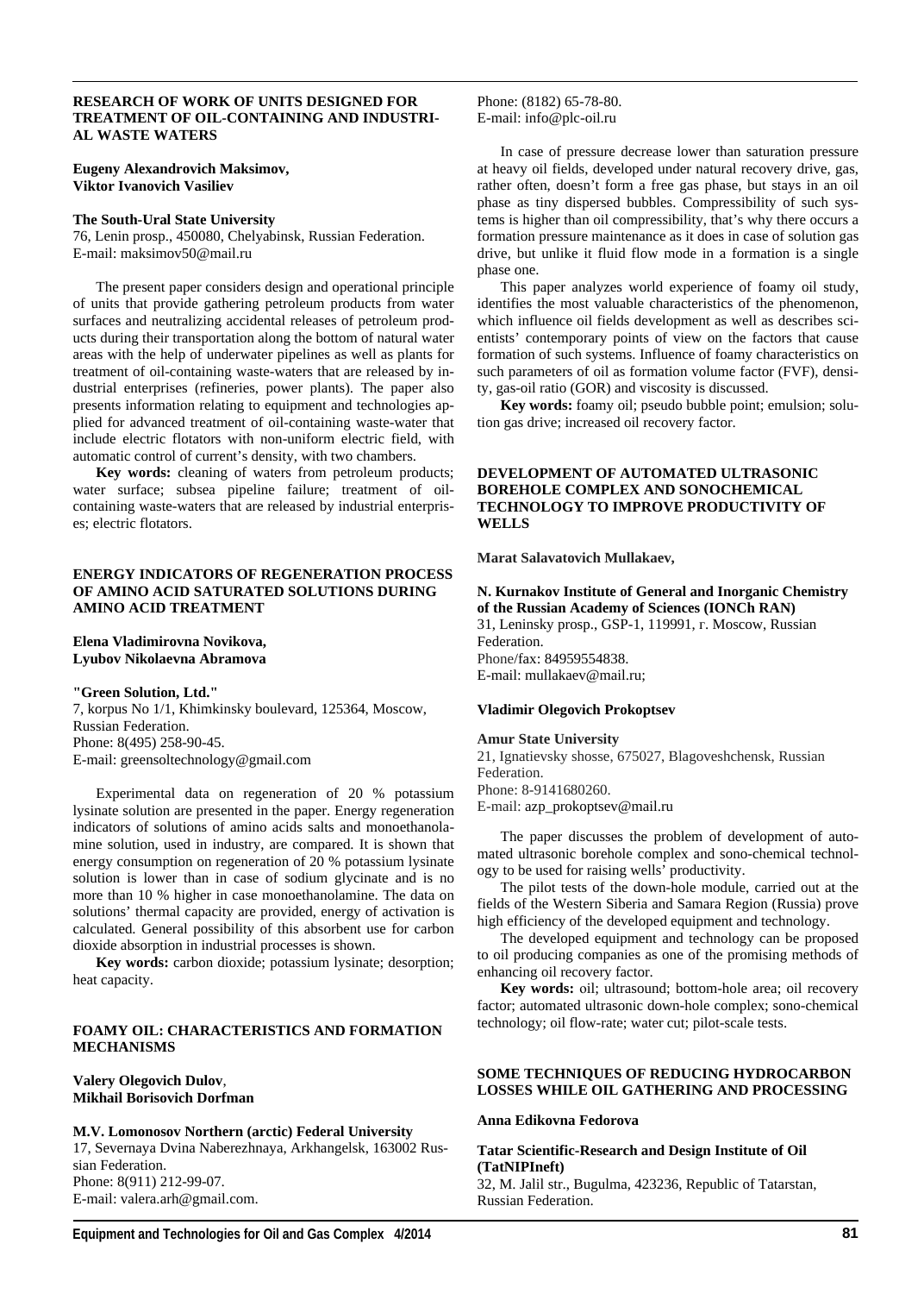## RESEARCH OF WORK OF UNITS DESIGNED FOR TREATMENT OF OIL-CONTAINING AND INDUSTRIAL WASTE WATERS

**Eugeny Alexandrovich Maksimov,**
**Viktor Ivanovich Vasiliev**

**The South-Ural State University**
76, Lenin prosp., 450080, Chelyabinsk, Russian Federation.
E-mail: maksimov50@mail.ru

The present paper considers design and operational principle of units that provide gathering petroleum products from water surfaces and neutralizing accidental releases of petroleum products during their transportation along the bottom of natural water areas with the help of underwater pipelines as well as plants for treatment of oil-containing waste-waters that are released by industrial enterprises (refineries, power plants). The paper also presents information relating to equipment and technologies applied for advanced treatment of oil-containing waste-water that include electric flotators with non-uniform electric field, with automatic control of current's density, with two chambers.

**Key words:** cleaning of waters from petroleum products; water surface; subsea pipeline failure; treatment of oil-containing waste-waters that are released by industrial enterprises; electric flotators.

## ENERGY INDICATORS OF REGENERATION PROCESS OF AMINO ACID SATURATED SOLUTIONS DURING AMINO ACID TREATMENT

**Elena Vladimirovna Novikova,**
**Lyubov Nikolaevna Abramova**

**"Green Solution, Ltd."**
7, korpus No 1/1, Khimkinsky boulevard, 125364, Moscow, Russian Federation.
Phone: 8(495) 258-90-45.
E-mail: greensoltechnology@gmail.com

Experimental data on regeneration of 20 % potassium lysinate solution are presented in the paper. Energy regeneration indicators of solutions of amino acids salts and monoethanolamine solution, used in industry, are compared. It is shown that energy consumption on regeneration of 20 % potassium lysinate solution is lower than in case of sodium glycinate and is no more than 10 % higher in case monoethanolamine. The data on solutions' thermal capacity are provided, energy of activation is calculated. General possibility of this absorbent use for carbon dioxide absorption in industrial processes is shown.

**Key words:** carbon dioxide; potassium lysinate; desorption; heat capacity.

## FOAMY OIL: CHARACTERISTICS AND FORMATION MECHANISMS

**Valery Olegovich Dulov**,
**Mikhail Borisovich Dorfman**

**M.V. Lomonosov Northern (arctic) Federal University**
17, Severnaya Dvina Naberezhnaya, Arkhangelsk, 163002 Russian Federation.
Phone: 8(911) 212-99-07.
E-mail: valera.arh@gmail.com.

Phone: (8182) 65-78-80.
E-mail: info@plc-oil.ru

In case of pressure decrease lower than saturation pressure at heavy oil fields, developed under natural recovery drive, gas, rather often, doesn't form a free gas phase, but stays in an oil phase as tiny dispersed bubbles. Compressibility of such systems is higher than oil compressibility, that's why there occurs a formation pressure maintenance as it does in case of solution gas drive, but unlike it fluid flow mode in a formation is a single phase one.

This paper analyzes world experience of foamy oil study, identifies the most valuable characteristics of the phenomenon, which influence oil fields development as well as describes scientists' contemporary points of view on the factors that cause formation of such systems. Influence of foamy characteristics on such parameters of oil as formation volume factor (FVF), density, gas-oil ratio (GOR) and viscosity is discussed.

**Key words:** foamy oil; pseudo bubble point; emulsion; solution gas drive; increased oil recovery factor.

## DEVELOPMENT OF AUTOMATED ULTRASONIC BOREHOLE COMPLEX AND SONOCHEMICAL TECHNOLOGY TO IMPROVE PRODUCTIVITY OF WELLS

**Marat Salavatovich Mullakaev,**

**N. Kurnakov Institute of General and Inorganic Chemistry of the Russian Academy of Sciences (IONCh RAN)**
31, Leninsky prosp., GSP-1, 119991, г. Moscow, Russian Federation.
Phone/fax: 84959554838.
E-mail: mullakaev@mail.ru;

**Vladimir Olegovich Prokoptsev**

**Amur State University**
21, Ignatievsky shosse, 675027, Blagoveshchensk, Russian Federation.
Phone: 8-9141680260.
E-mail: azp_prokoptsev@mail.ru

The paper discusses the problem of development of automated ultrasonic borehole complex and sono-chemical technology to be used for raising wells' productivity.

The pilot tests of the down-hole module, carried out at the fields of the Western Siberia and Samara Region (Russia) prove high efficiency of the developed equipment and technology.

The developed equipment and technology can be proposed to oil producing companies as one of the promising methods of enhancing oil recovery factor.

**Key words:** oil; ultrasound; bottom-hole area; oil recovery factor; automated ultrasonic down-hole complex; sono-chemical technology; oil flow-rate; water cut; pilot-scale tests.

## SOME TECHNIQUES OF REDUCING HYDROCARBON LOSSES WHILE OIL GATHERING AND PROCESSING

**Anna Edikovna Fedorova**

**Tatar Scientific-Research and Design Institute of Oil (TatNIPIneft)**
32, M. Jalil str., Bugulma, 423236, Republic of Tatarstan, Russian Federation.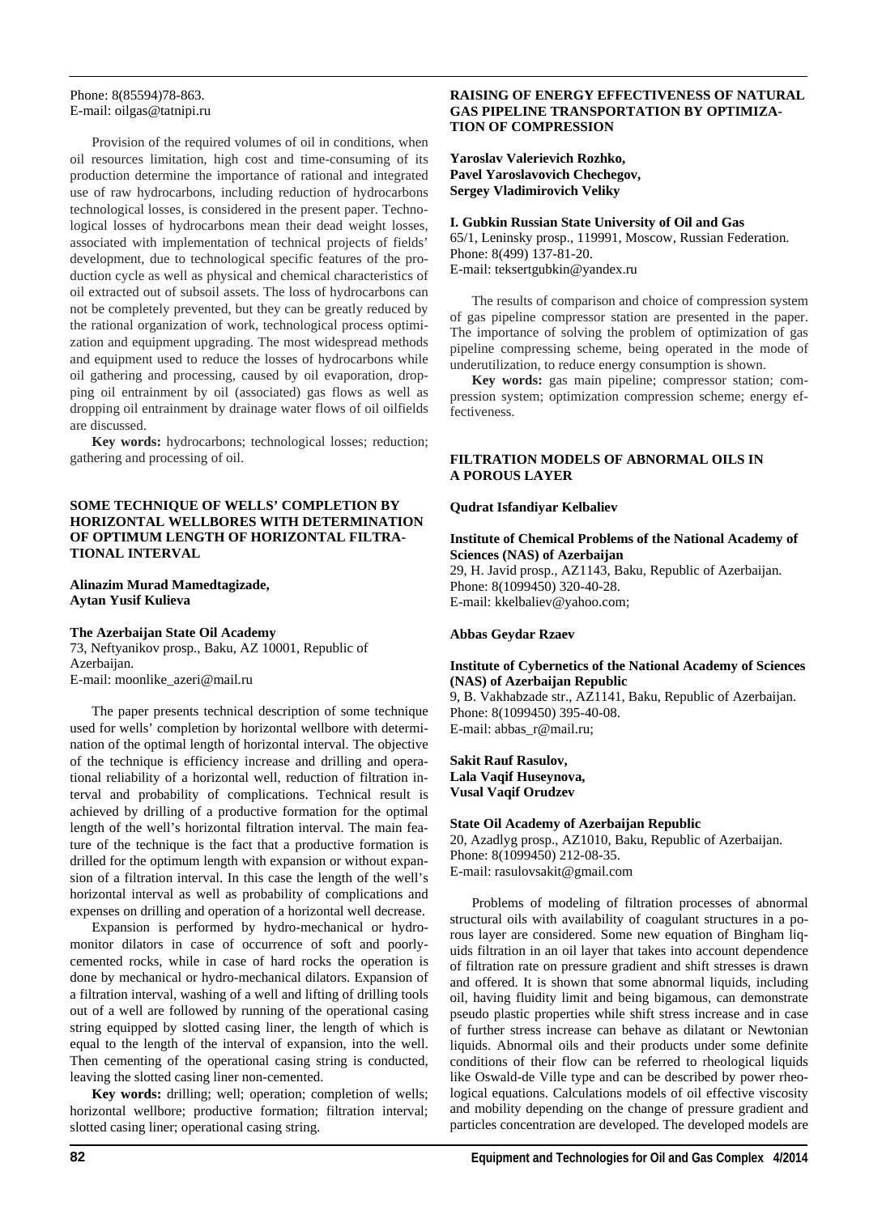Phone: 8(85594)78-863.
E-mail: oilgas@tatnipi.ru

Provision of the required volumes of oil in conditions, when oil resources limitation, high cost and time-consuming of its production determine the importance of rational and integrated use of raw hydrocarbons, including reduction of hydrocarbons technological losses, is considered in the present paper. Technological losses of hydrocarbons mean their dead weight losses, associated with implementation of technical projects of fields' development, due to technological specific features of the production cycle as well as physical and chemical characteristics of oil extracted out of subsoil assets. The loss of hydrocarbons can not be completely prevented, but they can be greatly reduced by the rational organization of work, technological process optimization and equipment upgrading. The most widespread methods and equipment used to reduce the losses of hydrocarbons while oil gathering and processing, caused by oil evaporation, dropping oil entrainment by oil (associated) gas flows as well as dropping oil entrainment by drainage water flows of oil oilfields are discussed.

**Key words:** hydrocarbons; technological losses; reduction; gathering and processing of oil.

## SOME TECHNIQUE OF WELLS' COMPLETION BY HORIZONTAL WELLBORES WITH DETERMINATION OF OPTIMUM LENGTH OF HORIZONTAL FILTRATIONAL INTERVAL

**Alinazim Murad Mamedtagizade, Aytan Yusif Kulieva**

**The Azerbaijan State Oil Academy**
73, Neftyanikov prosp., Baku, AZ 10001, Republic of Azerbaijan.
E-mail: moonlike_azeri@mail.ru

The paper presents technical description of some technique used for wells' completion by horizontal wellbore with determination of the optimal length of horizontal interval. The objective of the technique is efficiency increase and drilling and operational reliability of a horizontal well, reduction of filtration interval and probability of complications. Technical result is achieved by drilling of a productive formation for the optimal length of the well's horizontal filtration interval. The main feature of the technique is the fact that a productive formation is drilled for the optimum length with expansion or without expansion of a filtration interval. In this case the length of the well's horizontal interval as well as probability of complications and expenses on drilling and operation of a horizontal well decrease.

Expansion is performed by hydro-mechanical or hydromonitor dilators in case of occurrence of soft and poorly-cemented rocks, while in case of hard rocks the operation is done by mechanical or hydro-mechanical dilators. Expansion of a filtration interval, washing of a well and lifting of drilling tools out of a well are followed by running of the operational casing string equipped by slotted casing liner, the length of which is equal to the length of the interval of expansion, into the well. Then cementing of the operational casing string is conducted, leaving the slotted casing liner non-cemented.

**Key words:** drilling; well; operation; completion of wells; horizontal wellbore; productive formation; filtration interval; slotted casing liner; operational casing string.

## RAISING OF ENERGY EFFECTIVENESS OF NATURAL GAS PIPELINE TRANSPORTATION BY OPTIMIZATION OF COMPRESSION

**Yaroslav Valerievich Rozhko, Pavel Yaroslavovich Chechegov, Sergey Vladimirovich Veliky**

**I. Gubkin Russian State University of Oil and Gas**
65/1, Leninsky prosp., 119991, Moscow, Russian Federation.
Phone: 8(499) 137-81-20.
E-mail: teksertgubkin@yandex.ru

The results of comparison and choice of compression system of gas pipeline compressor station are presented in the paper. The importance of solving the problem of optimization of gas pipeline compressing scheme, being operated in the mode of underutilization, to reduce energy consumption is shown.

**Key words:** gas main pipeline; compressor station; compression system; optimization compression scheme; energy effectiveness.

## FILTRATION MODELS OF ABNORMAL OILS IN A POROUS LAYER

**Qudrat Isfandiyar Kelbaliev**

**Institute of Chemical Problems of the National Academy of Sciences (NAS) of Azerbaijan**
29, H. Javid prosp., AZ1143, Baku, Republic of Azerbaijan.
Phone: 8(1099450) 320-40-28.
E-mail: kkelbaliev@yahoo.com;

**Abbas Geydar Rzaev**

**Institute of Cybernetics of the National Academy of Sciences (NAS) of Azerbaijan Republic**
9, B. Vakhabzade str., AZ1141, Baku, Republic of Azerbaijan.
Phone: 8(1099450) 395-40-08.
E-mail: abbas_r@mail.ru;

**Sakit Rauf Rasulov, Lala Vaqif Huseynova, Vusal Vaqif Orudzev**

**State Oil Academy of Azerbaijan Republic**
20, Azadlyg prosp., AZ1010, Baku, Republic of Azerbaijan.
Phone: 8(1099450) 212-08-35.
E-mail: rasulovsakit@gmail.com

Problems of modeling of filtration processes of abnormal structural oils with availability of coagulant structures in a porous layer are considered. Some new equation of Bingham liquids filtration in an oil layer that takes into account dependence of filtration rate on pressure gradient and shift stresses is drawn and offered. It is shown that some abnormal liquids, including oil, having fluidity limit and being bigamous, can demonstrate pseudo plastic properties while shift stress increase and in case of further stress increase can behave as dilatant or Newtonian liquids. Abnormal oils and their products under some definite conditions of their flow can be referred to rheological liquids like Oswald-de Ville type and can be described by power rheological equations. Calculations models of oil effective viscosity and mobility depending on the change of pressure gradient and particles concentration are developed. The developed models are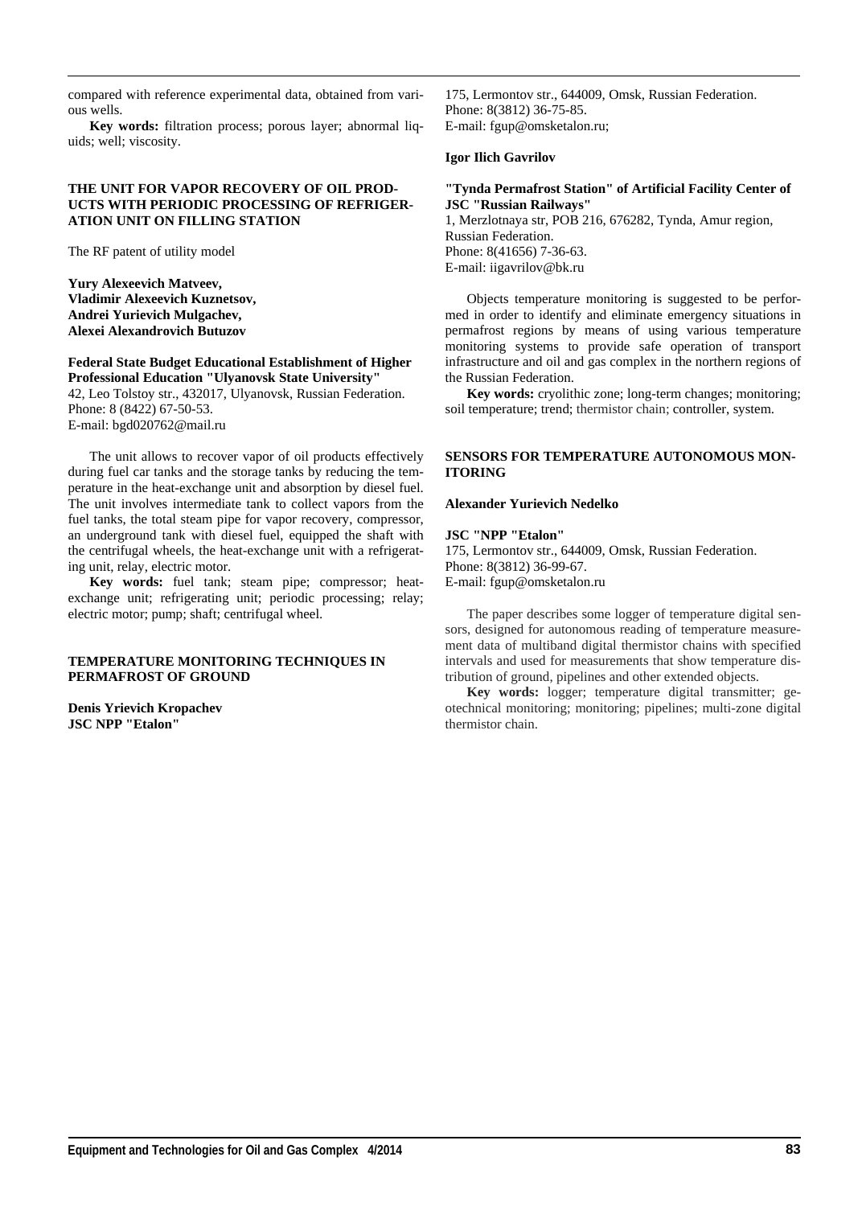compared with reference experimental data, obtained from various wells.

**Key words:** filtration process; porous layer; abnormal liquids; well; viscosity.

### THE UNIT FOR VAPOR RECOVERY OF OIL PRODUCTS WITH PERIODIC PROCESSING OF REFRIGERATION UNIT ON FILLING STATION

The RF patent of utility model

**Yury Alexeevich Matveev,**
**Vladimir Alexeevich Kuznetsov,**
**Andrei Yurievich Mulgachev,**
**Alexei Alexandrovich Butuzov**

**Federal State Budget Educational Establishment of Higher Professional Education "Ulyanovsk State University"**
42, Leo Tolstoy str., 432017, Ulyanovsk, Russian Federation.
Phone: 8 (8422) 67-50-53.
E-mail: bgd020762@mail.ru

The unit allows to recover vapor of oil products effectively during fuel car tanks and the storage tanks by reducing the temperature in the heat-exchange unit and absorption by diesel fuel. The unit involves intermediate tank to collect vapors from the fuel tanks, the total steam pipe for vapor recovery, compressor, an underground tank with diesel fuel, equipped the shaft with the centrifugal wheels, the heat-exchange unit with a refrigerating unit, relay, electric motor.

**Key words:** fuel tank; steam pipe; compressor; heat-exchange unit; refrigerating unit; periodic processing; relay; electric motor; pump; shaft; centrifugal wheel.

### TEMPERATURE MONITORING TECHNIQUES IN PERMAFROST OF GROUND

**Denis Yrievich Kropachev**
**JSC NPP "Etalon"**
175, Lermontov str., 644009, Omsk, Russian Federation.
Phone: 8(3812) 36-75-85.
E-mail: fgup@omsketalon.ru;

**Igor Ilich Gavrilov**

**"Tynda Permafrost Station" of Artificial Facility Center of JSC "Russian Railways"**
1, Merzlotnaya str, POB 216, 676282, Tynda, Amur region, Russian Federation.
Phone: 8(41656) 7-36-63.
E-mail: iigavrilov@bk.ru

Objects temperature monitoring is suggested to be performed in order to identify and eliminate emergency situations in permafrost regions by means of using various temperature monitoring systems to provide safe operation of transport infrastructure and oil and gas complex in the northern regions of the Russian Federation.

**Key words:** cryolithic zone; long-term changes; monitoring; soil temperature; trend; thermistor chain; controller, system.

### SENSORS FOR TEMPERATURE AUTONOMOUS MONITORING

**Alexander Yurievich Nedelko**

**JSC "NPP "Etalon"**
175, Lermontov str., 644009, Omsk, Russian Federation.
Phone: 8(3812) 36-99-67.
E-mail: fgup@omsketalon.ru

The paper describes some logger of temperature digital sensors, designed for autonomous reading of temperature measurement data of multiband digital thermistor chains with specified intervals and used for measurements that show temperature distribution of ground, pipelines and other extended objects.

**Key words:** logger; temperature digital transmitter; geotechnical monitoring; monitoring; pipelines; multi-zone digital thermistor chain.